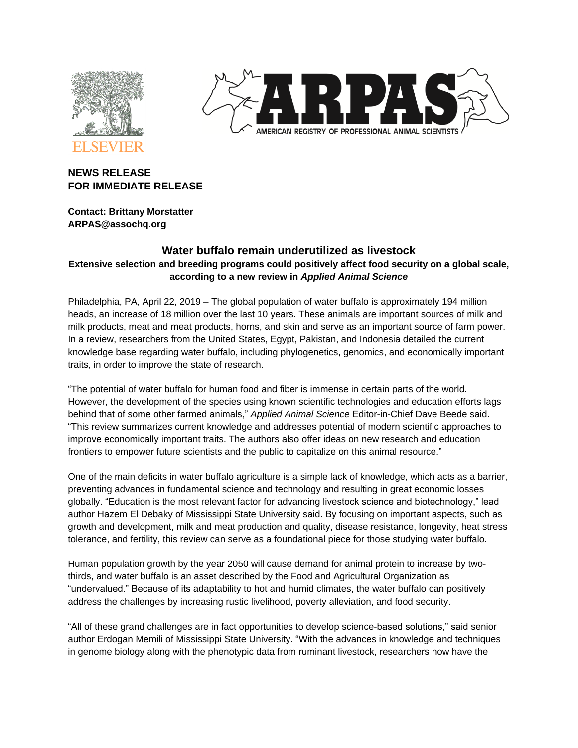ELSEVIER

AMERICAN REGISTRY OF PROFESSIONAL ANIMAL SCIENTISTS

**NEWS RELEASE**
**FOR IMMEDIATE RELEASE**

**Contact: Brittany Morstatter**
**ARPAS@assochq.org**

## Water buffalo remain underutilized as livestock

**Extensive selection and breeding programs could positively affect food security on a global scale, according to a new review in *Applied Animal Science***

Philadelphia, PA, April 22, 2019 – The global population of water buffalo is approximately 194 million heads, an increase of 18 million over the last 10 years. These animals are important sources of milk and milk products, meat and meat products, horns, and skin and serve as an important source of farm power. In a review, researchers from the United States, Egypt, Pakistan, and Indonesia detailed the current knowledge base regarding water buffalo, including phylogenetics, genomics, and economically important traits, in order to improve the state of research.

"The potential of water buffalo for human food and fiber is immense in certain parts of the world. However, the development of the species using known scientific technologies and education efforts lags behind that of some other farmed animals," *Applied Animal Science* Editor-in-Chief Dave Beede said. "This review summarizes current knowledge and addresses potential of modern scientific approaches to improve economically important traits. The authors also offer ideas on new research and education frontiers to empower future scientists and the public to capitalize on this animal resource."

One of the main deficits in water buffalo agriculture is a simple lack of knowledge, which acts as a barrier, preventing advances in fundamental science and technology and resulting in great economic losses globally. "Education is the most relevant factor for advancing livestock science and biotechnology," lead author Hazem El Debaky of Mississippi State University said. By focusing on important aspects, such as growth and development, milk and meat production and quality, disease resistance, longevity, heat stress tolerance, and fertility, this review can serve as a foundational piece for those studying water buffalo.

Human population growth by the year 2050 will cause demand for animal protein to increase by two-thirds, and water buffalo is an asset described by the Food and Agricultural Organization as "undervalued." Because of its adaptability to hot and humid climates, the water buffalo can positively address the challenges by increasing rustic livelihood, poverty alleviation, and food security.

"All of these grand challenges are in fact opportunities to develop science-based solutions," said senior author Erdogan Memili of Mississippi State University. "With the advances in knowledge and techniques in genome biology along with the phenotypic data from ruminant livestock, researchers now have the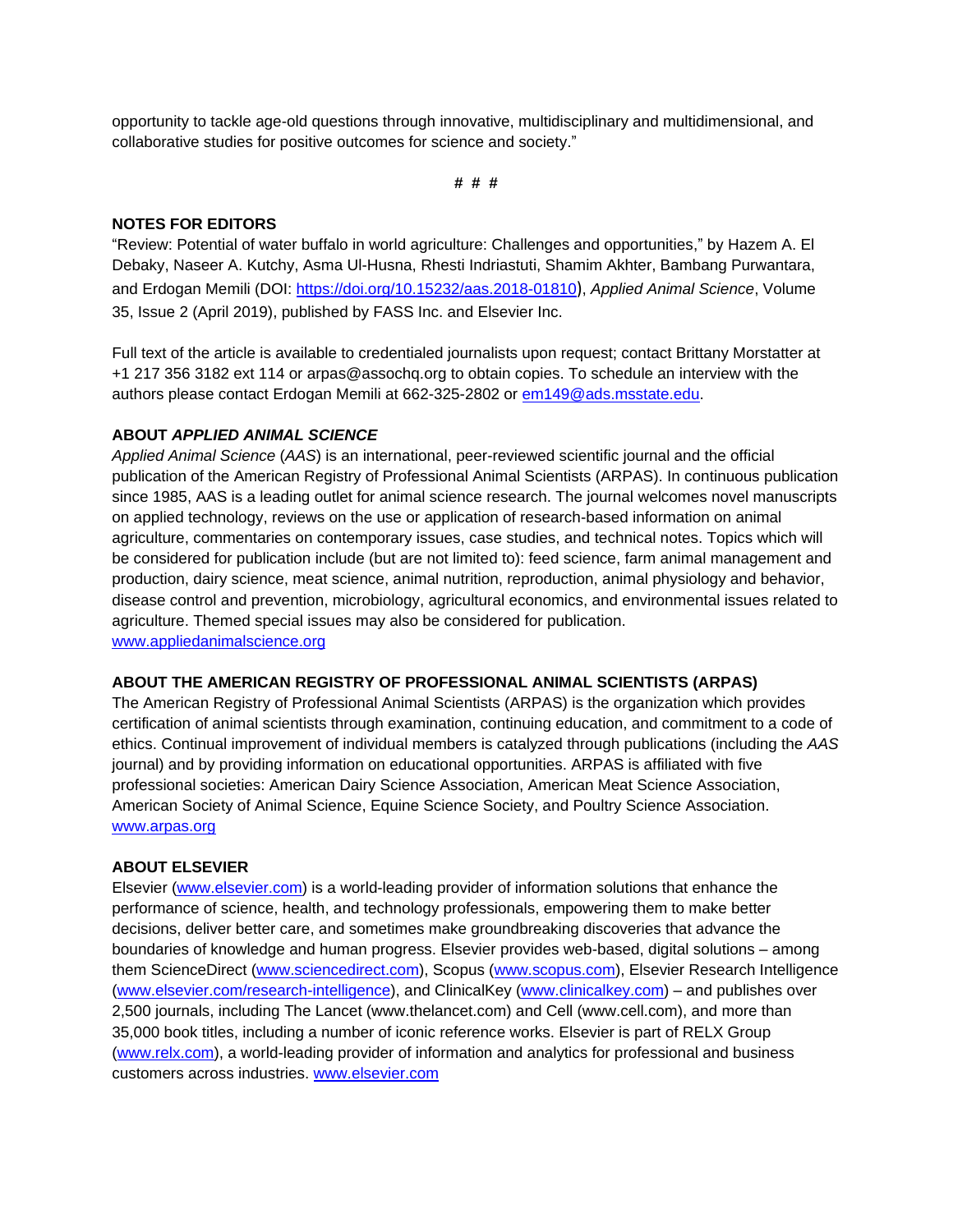opportunity to tackle age-old questions through innovative, multidisciplinary and multidimensional, and collaborative studies for positive outcomes for science and society."

# # #

**NOTES FOR EDITORS**

"Review: Potential of water buffalo in world agriculture: Challenges and opportunities," by Hazem A. El Debaky, Naseer A. Kutchy, Asma Ul-Husna, Rhesti Indriastuti, Shamim Akhter, Bambang Purwantara, and Erdogan Memili (DOI: https://doi.org/10.15232/aas.2018-01810), *Applied Animal Science*, Volume 35, Issue 2 (April 2019), published by FASS Inc. and Elsevier Inc.

Full text of the article is available to credentialed journalists upon request; contact Brittany Morstatter at +1 217 356 3182 ext 114 or arpas@assochq.org to obtain copies. To schedule an interview with the authors please contact Erdogan Memili at 662-325-2802 or em149@ads.msstate.edu.

**ABOUT *APPLIED ANIMAL SCIENCE***

*Applied Animal Science* (*AAS*) is an international, peer-reviewed scientific journal and the official publication of the American Registry of Professional Animal Scientists (ARPAS). In continuous publication since 1985, AAS is a leading outlet for animal science research. The journal welcomes novel manuscripts on applied technology, reviews on the use or application of research-based information on animal agriculture, commentaries on contemporary issues, case studies, and technical notes. Topics which will be considered for publication include (but are not limited to): feed science, farm animal management and production, dairy science, meat science, animal nutrition, reproduction, animal physiology and behavior, disease control and prevention, microbiology, agricultural economics, and environmental issues related to agriculture. Themed special issues may also be considered for publication.
www.appliedanimalscience.org

**ABOUT THE AMERICAN REGISTRY OF PROFESSIONAL ANIMAL SCIENTISTS (ARPAS)**

The American Registry of Professional Animal Scientists (ARPAS) is the organization which provides certification of animal scientists through examination, continuing education, and commitment to a code of ethics. Continual improvement of individual members is catalyzed through publications (including the *AAS* journal) and by providing information on educational opportunities. ARPAS is affiliated with five professional societies: American Dairy Science Association, American Meat Science Association, American Society of Animal Science, Equine Science Society, and Poultry Science Association.
www.arpas.org

**ABOUT ELSEVIER**

Elsevier (www.elsevier.com) is a world-leading provider of information solutions that enhance the performance of science, health, and technology professionals, empowering them to make better decisions, deliver better care, and sometimes make groundbreaking discoveries that advance the boundaries of knowledge and human progress. Elsevier provides web-based, digital solutions – among them ScienceDirect (www.sciencedirect.com), Scopus (www.scopus.com), Elsevier Research Intelligence (www.elsevier.com/research-intelligence), and ClinicalKey (www.clinicalkey.com) – and publishes over 2,500 journals, including The Lancet (www.thelancet.com) and Cell (www.cell.com), and more than 35,000 book titles, including a number of iconic reference works. Elsevier is part of RELX Group (www.relx.com), a world-leading provider of information and analytics for professional and business customers across industries. www.elsevier.com